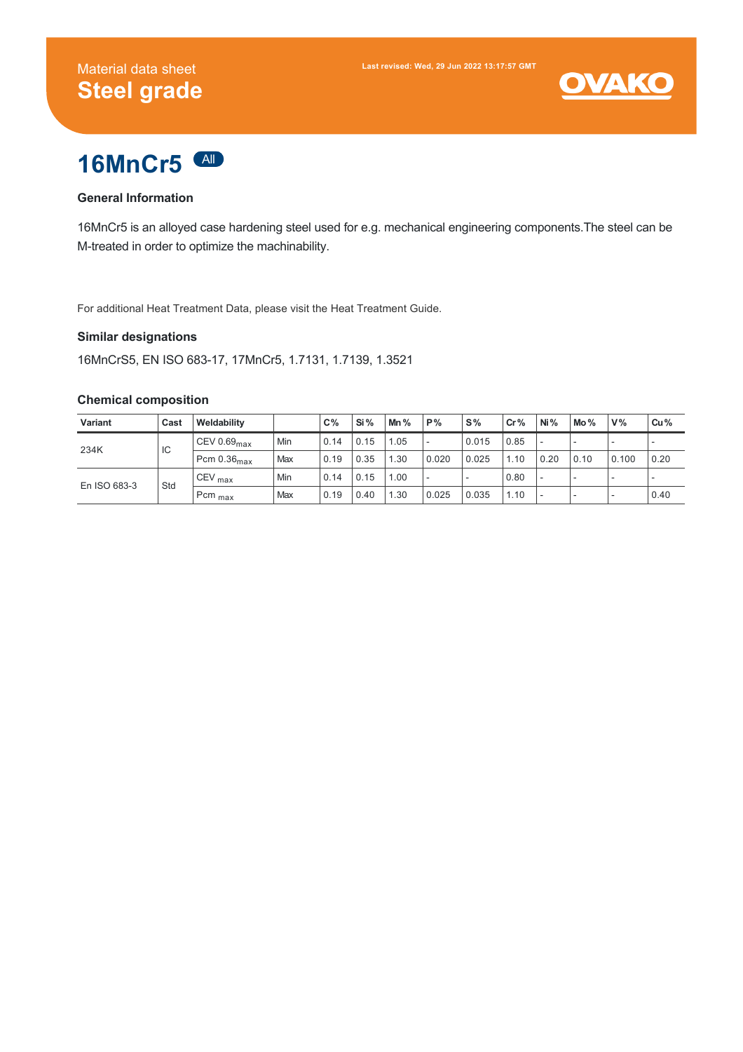Material data sheet

# Steel grade

Last revised: Wed, 29 Jun 2022 13:17:57 GMT

OVAKO

# 16MnCr5 All

### General Information

16MnCr5 is an alloyed case hardening steel used for e.g. mechanical engineering components.The steel can be M-treated in order to optimize the machinability.

For additional Heat Treatment Data, please visit the Heat Treatment Guide.

### Similar designations

16MnCrS5, EN ISO 683-17, 17MnCr5, 1.7131, 1.7139, 1.3521

### Chemical composition

| Variant | Cast | Weldability | | C% | Si % | Mn % | P% | S% | Cr % | Ni % | Mo % | V% | Cu % |
|---|---|---|---|---|---|---|---|---|---|---|---|---|---|
| 234K | IC | CEV $0.69_{max}$ | Min | 0.14 | 0.15 | 1.05 | - | 0.015 | 0.85 | - | - | - | - |
| | | Pcm $0.36_{max}$ | Max | 0.19 | 0.35 | 1.30 | 0.020 | 0.025 | 1.10 | 0.20 | 0.10 | 0.100 | 0.20 |
| En ISO 683-3 | Std | CEV $_{max}$ | Min | 0.14 | 0.15 | 1.00 | - | - | 0.80 | - | - | - | - |
| | | Pcm $_{max}$ | Max | 0.19 | 0.40 | 1.30 | 0.025 | 0.035 | 1.10 | - | - | - | 0.40 |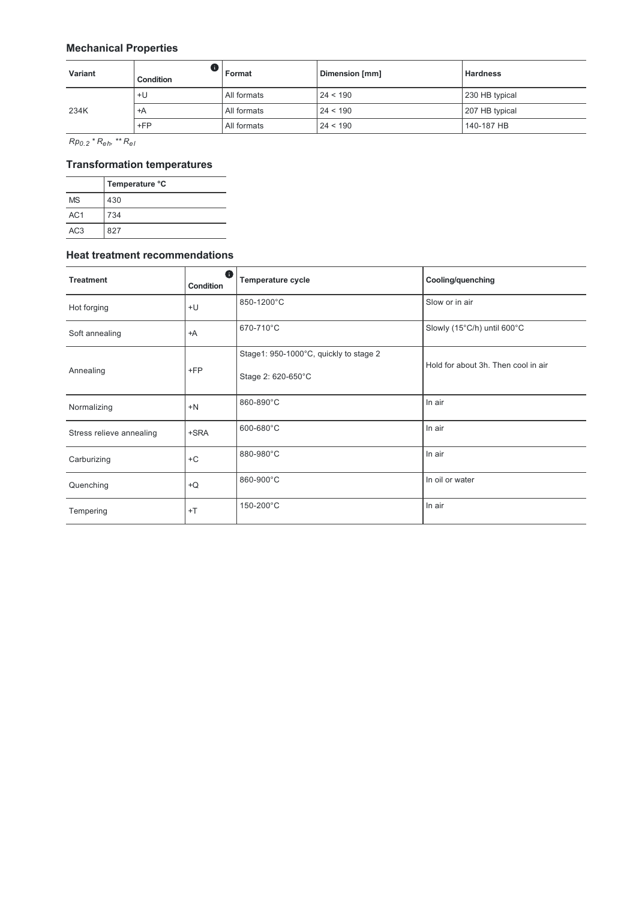## Mechanical Properties

| Variant | Condition | Format | Dimension [mm] | Hardness |
|---|---|---|---|---|
| 234K | +U | All formats | 24 < 190 | 230 HB typical |
| | +A | All formats | 24 < 190 | 207 HB typical |
| | +FP | All formats | 24 < 190 | 140-187 HB |

*$Rp_{0.2}$ * $R_{eh}$, ** $R_{el}$*

## Transformation temperatures

| | Temperature °C |
|---|---|
| MS | 430 |
| AC1 | 734 |
| AC3 | 827 |

## Heat treatment recommendations

| Treatment | Condition | Temperature cycle | Cooling/quenching |
|---|---|---|---|
| Hot forging | +U | 850-1200°C | Slow or in air |
| Soft annealing | +A | 670-710°C | Slowly (15°C/h) until 600°C |
| Annealing | +FP | Stage1: 950-1000°C, quickly to stage 2<br>Stage 2: 620-650°C | Hold for about 3h. Then cool in air |
| Normalizing | +N | 860-890°C | In air |
| Stress relieve annealing | +SRA | 600-680°C | In air |
| Carburizing | +C | 880-980°C | In air |
| Quenching | +Q | 860-900°C | In oil or water |
| Tempering | +T | 150-200°C | In air |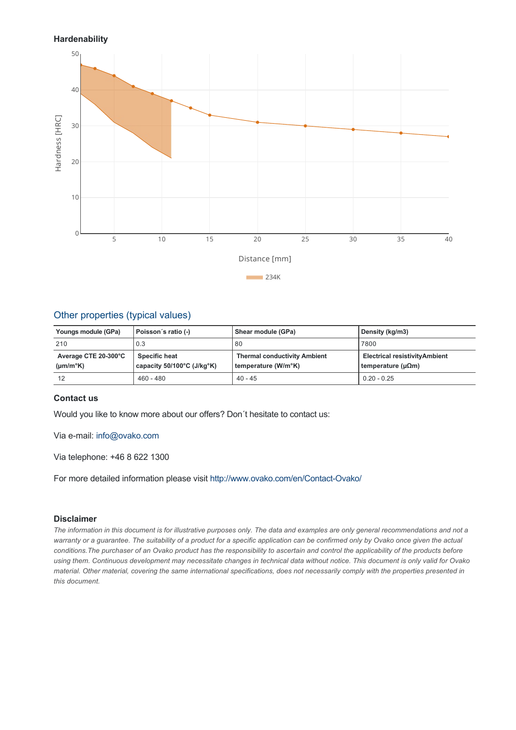### Hardenability

50
40
30
20
10
0

Hardness [HRC]

5 10 15 20 25 30 35 40

Distance [mm]

234K

## Other properties (typical values)

| Youngs module (GPa) | Poisson´s ratio (-) | Shear module (GPa) | Density (kg/m3) |
|---|---|---|---|
| 210 | 0.3 | 80 | 7800 |
| **Average CTE 20-300°C (µm/m°K)** | **Specific heat capacity 50/100°C (J/kg°K)** | **Thermal conductivity Ambient temperature (W/m°K)** | **Electrical resistivityAmbient temperature (µΩm)** |
| 12 | 460 - 480 | 40 - 45 | 0.20 - 0.25 |

### Contact us

Would you like to know more about our offers? Don´t hesitate to contact us:

Via e-mail: info@ovako.com

Via telephone: +46 8 622 1300

For more detailed information please visit http://www.ovako.com/en/Contact-Ovako/

### Disclaimer

*The information in this document is for illustrative purposes only. The data and examples are only general recommendations and not a warranty or a guarantee. The suitability of a product for a specific application can be confirmed only by Ovako once given the actual conditions.The purchaser of an Ovako product has the responsibility to ascertain and control the applicability of the products before using them. Continuous development may necessitate changes in technical data without notice. This document is only valid for Ovako material. Other material, covering the same international specifications, does not necessarily comply with the properties presented in this document.*